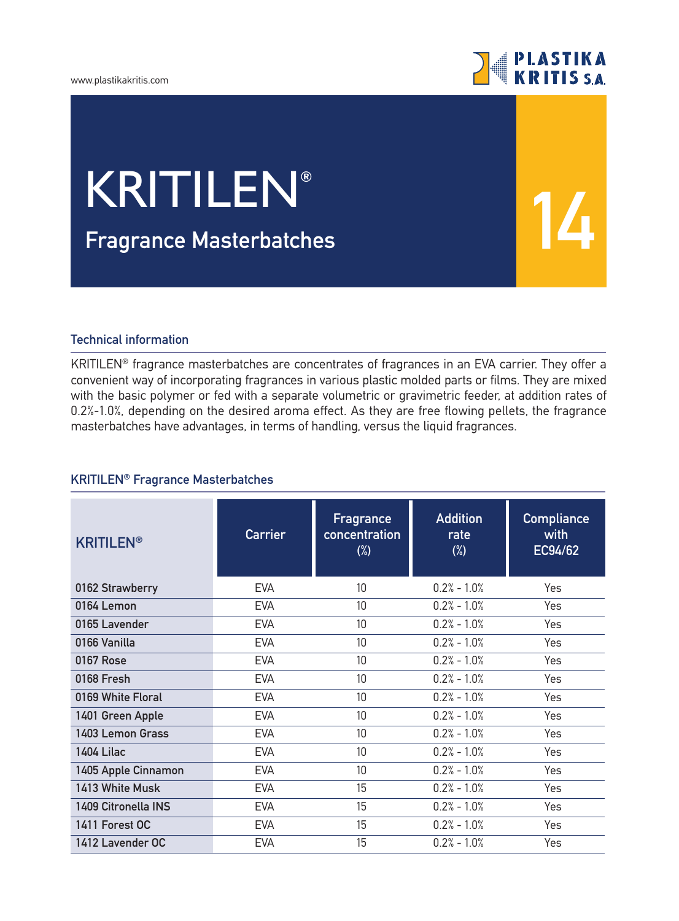# KRITILEN®

## Fragrance Masterbatches

14

### Technical information

KRITILEN® fragrance masterbatches are concentrates of fragrances in an EVA carrier. They offer a convenient way of incorporating fragrances in various plastic molded parts or films. They are mixed with the basic polymer or fed with a separate volumetric or gravimetric feeder, at addition rates of 0.2%-1.0%, depending on the desired aroma effect. As they are free flowing pellets, the fragrance masterbatches have advantages, in terms of handling, versus the liquid fragrances.

### KRITILEN® Fragrance Masterbatches

| KRITILEN® | Carrier | Fragrance concentration (%) | Addition rate (%) | Compliance with EC94/62 |
|---|---|---|---|---|
| 0162 Strawberry | EVA | 10 | 0.2% - 1.0% | Yes |
| 0164 Lemon | EVA | 10 | 0.2% - 1.0% | Yes |
| 0165 Lavender | EVA | 10 | 0.2% - 1.0% | Yes |
| 0166 Vanilla | EVA | 10 | 0.2% - 1.0% | Yes |
| 0167 Rose | EVA | 10 | 0.2% - 1.0% | Yes |
| 0168 Fresh | EVA | 10 | 0.2% - 1.0% | Yes |
| 0169 White Floral | EVA | 10 | 0.2% - 1.0% | Yes |
| 1401 Green Apple | EVA | 10 | 0.2% - 1.0% | Yes |
| 1403 Lemon Grass | EVA | 10 | 0.2% - 1.0% | Yes |
| 1404 Lilac | EVA | 10 | 0.2% - 1.0% | Yes |
| 1405 Apple Cinnamon | EVA | 10 | 0.2% - 1.0% | Yes |
| 1413 White Musk | EVA | 15 | 0.2% - 1.0% | Yes |
| 1409 Citronella INS | EVA | 15 | 0.2% - 1.0% | Yes |
| 1411 Forest OC | EVA | 15 | 0.2% - 1.0% | Yes |
| 1412 Lavender OC | EVA | 15 | 0.2% - 1.0% | Yes |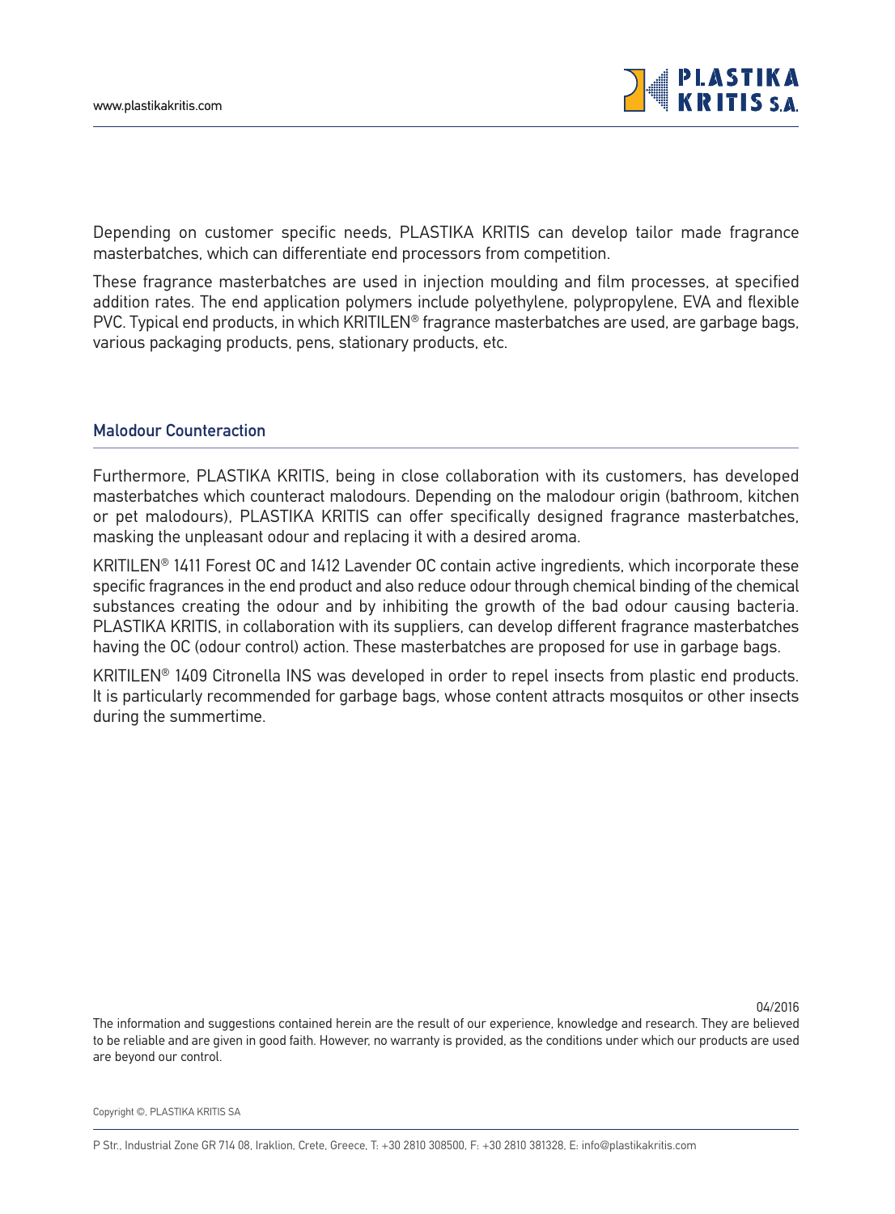Depending on customer specific needs, PLASTIKA KRITIS can develop tailor made fragrance masterbatches, which can differentiate end processors from competition.

These fragrance masterbatches are used in injection moulding and film processes, at specified addition rates. The end application polymers include polyethylene, polypropylene, EVA and flexible PVC. Typical end products, in which KRITILEN® fragrance masterbatches are used, are garbage bags, various packaging products, pens, stationary products, etc.

## Malodour Counteraction

Furthermore, PLASTIKA KRITIS, being in close collaboration with its customers, has developed masterbatches which counteract malodours. Depending on the malodour origin (bathroom, kitchen or pet malodours), PLASTIKA KRITIS can offer specifically designed fragrance masterbatches, masking the unpleasant odour and replacing it with a desired aroma.

KRITILEN® 1411 Forest OC and 1412 Lavender OC contain active ingredients, which incorporate these specific fragrances in the end product and also reduce odour through chemical binding of the chemical substances creating the odour and by inhibiting the growth of the bad odour causing bacteria. PLASTIKA KRITIS, in collaboration with its suppliers, can develop different fragrance masterbatches having the OC (odour control) action. These masterbatches are proposed for use in garbage bags.

KRITILEN® 1409 Citronella INS was developed in order to repel insects from plastic end products. It is particularly recommended for garbage bags, whose content attracts mosquitos or other insects during the summertime.

04/2016

The information and suggestions contained herein are the result of our experience, knowledge and research. They are believed to be reliable and are given in good faith. However, no warranty is provided, as the conditions under which our products are used are beyond our control.